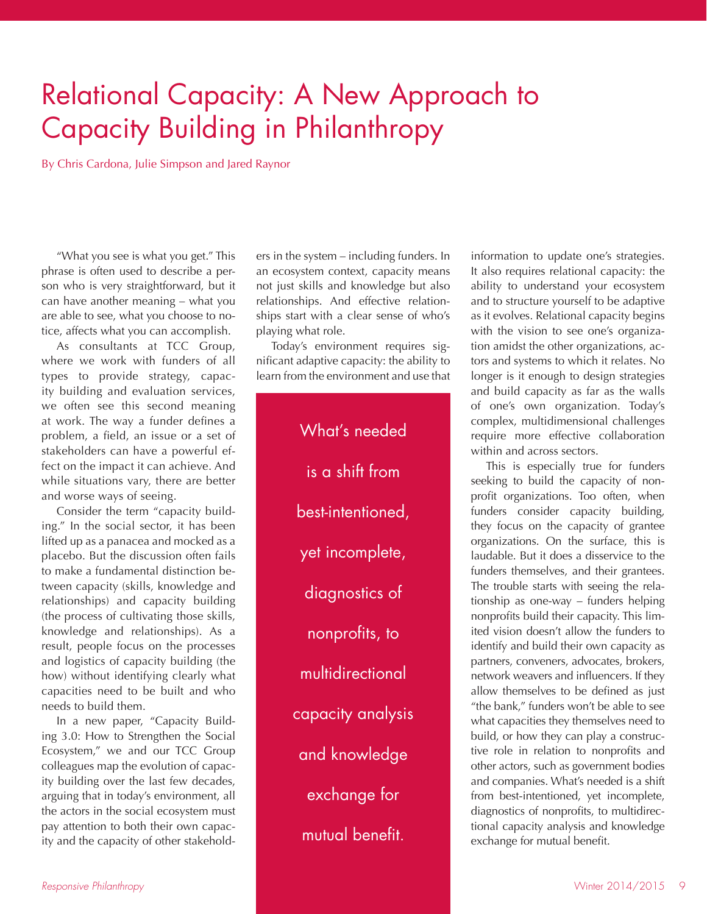# Relational Capacity: A New Approach to Capacity Building in Philanthropy

By Chris Cardona, Julie Simpson and Jared Raynor

"What you see is what you get." This phrase is often used to describe a person who is very straightforward, but it can have another meaning – what you are able to see, what you choose to notice, affects what you can accomplish.

As consultants at TCC Group, where we work with funders of all types to provide strategy, capacity building and evaluation services, we often see this second meaning at work. The way a funder defines a problem, a field, an issue or a set of stakeholders can have a powerful effect on the impact it can achieve. And while situations vary, there are better and worse ways of seeing.

Consider the term "capacity building." In the social sector, it has been lifted up as a panacea and mocked as a placebo. But the discussion often fails to make a fundamental distinction between capacity (skills, knowledge and relationships) and capacity building (the process of cultivating those skills, knowledge and relationships). As a result, people focus on the processes and logistics of capacity building (the how) without identifying clearly what capacities need to be built and who needs to build them.

In a new paper, "Capacity Building 3.0: How to Strengthen the Social Ecosystem," we and our TCC Group colleagues map the evolution of capacity building over the last few decades, arguing that in today's environment, all the actors in the social ecosystem must pay attention to both their own capacity and the capacity of other stakeholders in the system – including funders. In an ecosystem context, capacity means not just skills and knowledge but also relationships. And effective relationships start with a clear sense of who's playing what role.

Today's environment requires significant adaptive capacity: the ability to learn from the environment and use that information to update one's strategies. It also requires relational capacity: the ability to understand your ecosystem and to structure yourself to be adaptive as it evolves. Relational capacity begins with the vision to see one's organization amidst the other organizations, actors and systems to which it relates. No longer is it enough to design strategies and build capacity as far as the walls of one's own organization. Today's complex, multidimensional challenges require more effective collaboration within and across sectors.

> What's needed is a shift from best-intentioned, yet incomplete, diagnostics of nonprofits, to multidirectional capacity analysis and knowledge exchange for mutual benefit.

This is especially true for funders seeking to build the capacity of nonprofit organizations. Too often, when funders consider capacity building, they focus on the capacity of grantee organizations. On the surface, this is laudable. But it does a disservice to the funders themselves, and their grantees. The trouble starts with seeing the relationship as one-way – funders helping nonprofits build their capacity. This limited vision doesn't allow the funders to identify and build their own capacity as partners, conveners, advocates, brokers, network weavers and influencers. If they allow themselves to be defined as just "the bank," funders won't be able to see what capacities they themselves need to build, or how they can play a constructive role in relation to nonprofits and other actors, such as government bodies and companies. What's needed is a shift from best-intentioned, yet incomplete, diagnostics of nonprofits, to multidirectional capacity analysis and knowledge exchange for mutual benefit.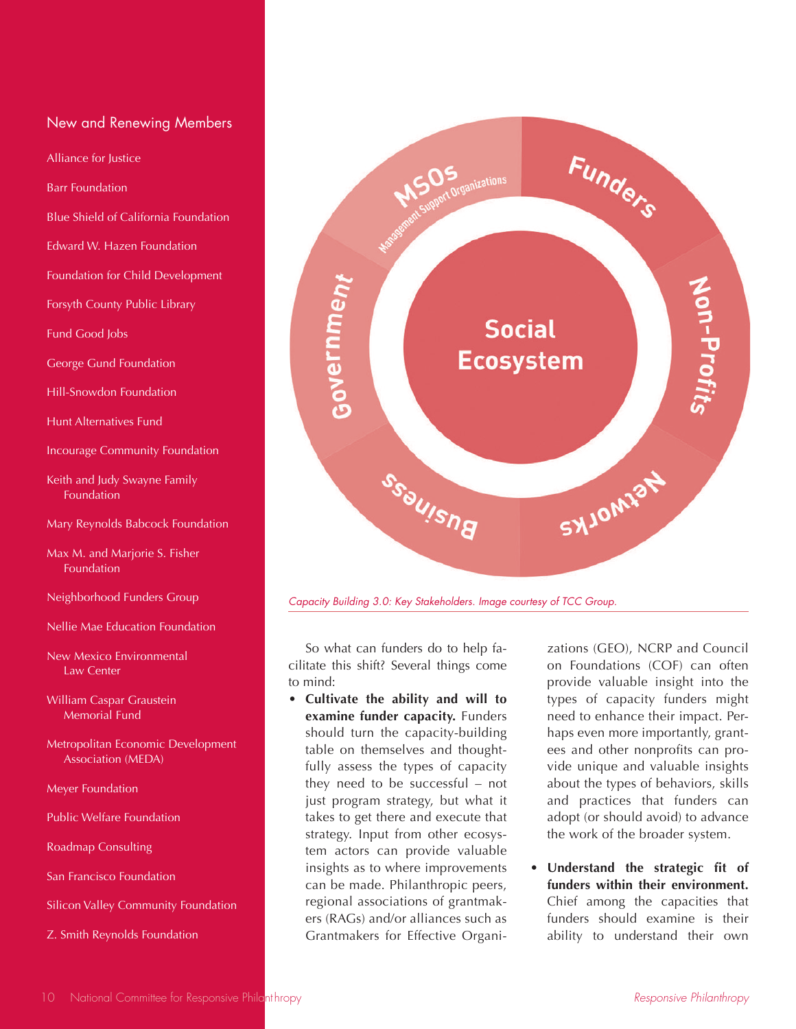## New and Renewing Members

Alliance for Justice

Barr Foundation

Blue Shield of California Foundation

Edward W. Hazen Foundation

Foundation for Child Development

Forsyth County Public Library

Fund Good Jobs

George Gund Foundation

Hill-Snowdon Foundation

Hunt Alternatives Fund

Incourage Community Foundation

Keith and Judy Swayne Family Foundation

Mary Reynolds Babcock Foundation

Max M. and Marjorie S. Fisher Foundation

Neighborhood Funders Group

Nellie Mae Education Foundation

New Mexico Environmental Law Center

William Caspar Graustein Memorial Fund

Metropolitan Economic Development Association (MEDA)

Meyer Foundation

Public Welfare Foundation

Roadmap Consulting

San Francisco Foundation

Silicon Valley Community Foundation

Z. Smith Reynolds Foundation

*Capacity Building 3.0: Key Stakeholders. Image courtesy of TCC Group.*

So what can funders do to help facilitate this shift? Several things come to mind:

- **Cultivate the ability and will to examine funder capacity.** Funders should turn the capacity-building table on themselves and thoughtfully assess the types of capacity they need to be successful – not just program strategy, but what it takes to get there and execute that strategy. Input from other ecosystem actors can provide valuable insights as to where improvements can be made. Philanthropic peers, regional associations of grantmakers (RAGs) and/or alliances such as Grantmakers for Effective Organizations (GEO), NCRP and Council on Foundations (COF) can often provide valuable insight into the types of capacity funders might need to enhance their impact. Perhaps even more importantly, grantees and other nonprofits can provide unique and valuable insights about the types of behaviors, skills and practices that funders can adopt (or should avoid) to advance the work of the broader system.

- **Understand the strategic fit of funders within their environment.** Chief among the capacities that funders should examine is their ability to understand their own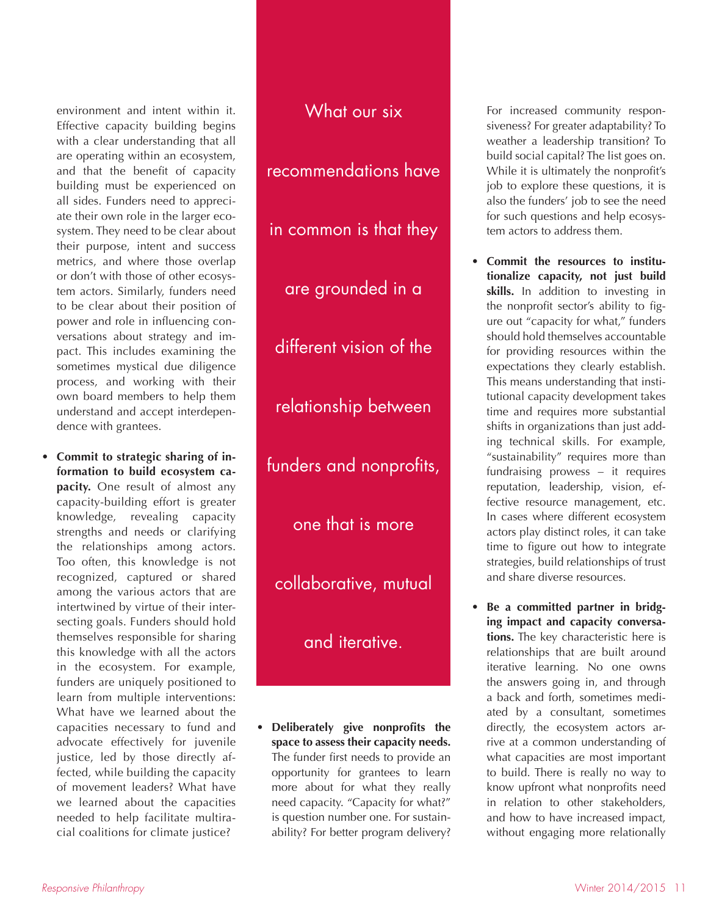environment and intent within it. Effective capacity building begins with a clear understanding that all are operating within an ecosystem, and that the benefit of capacity building must be experienced on all sides. Funders need to appreciate their own role in the larger ecosystem. They need to be clear about their purpose, intent and success metrics, and where those overlap or don't with those of other ecosystem actors. Similarly, funders need to be clear about their position of power and role in influencing conversations about strategy and impact. This includes examining the sometimes mystical due diligence process, and working with their own board members to help them understand and accept interdependence with grantees.

- **Commit to strategic sharing of information to build ecosystem capacity.** One result of almost any capacity-building effort is greater knowledge, revealing capacity strengths and needs or clarifying the relationships among actors. Too often, this knowledge is not recognized, captured or shared among the various actors that are intertwined by virtue of their intersecting goals. Funders should hold themselves responsible for sharing this knowledge with all the actors in the ecosystem. For example, funders are uniquely positioned to learn from multiple interventions: What have we learned about the capacities necessary to fund and advocate effectively for juvenile justice, led by those directly affected, while building the capacity of movement leaders? What have we learned about the capacities needed to help facilitate multiracial coalitions for climate justice?

> What our six recommendations have in common is that they are grounded in a different vision of the relationship between funders and nonprofits, one that is more collaborative, mutual and iterative.

- **Deliberately give nonprofits the space to assess their capacity needs.** The funder first needs to provide an opportunity for grantees to learn more about for what they really need capacity. "Capacity for what?" is question number one. For sustainability? For better program delivery? For increased community responsiveness? For greater adaptability? To weather a leadership transition? To build social capital? The list goes on. While it is ultimately the nonprofit's job to explore these questions, it is also the funders' job to see the need for such questions and help ecosystem actors to address them.

- **Commit the resources to institutionalize capacity, not just build skills.** In addition to investing in the nonprofit sector's ability to figure out "capacity for what," funders should hold themselves accountable for providing resources within the expectations they clearly establish. This means understanding that institutional capacity development takes time and requires more substantial shifts in organizations than just adding technical skills. For example, "sustainability" requires more than fundraising prowess – it requires reputation, leadership, vision, effective resource management, etc. In cases where different ecosystem actors play distinct roles, it can take time to figure out how to integrate strategies, build relationships of trust and share diverse resources.

- **Be a committed partner in bridging impact and capacity conversations.** The key characteristic here is relationships that are built around iterative learning. No one owns the answers going in, and through a back and forth, sometimes mediated by a consultant, sometimes directly, the ecosystem actors arrive at a common understanding of what capacities are most important to build. There is really no way to know upfront what nonprofits need in relation to other stakeholders, and how to have increased impact, without engaging more relationally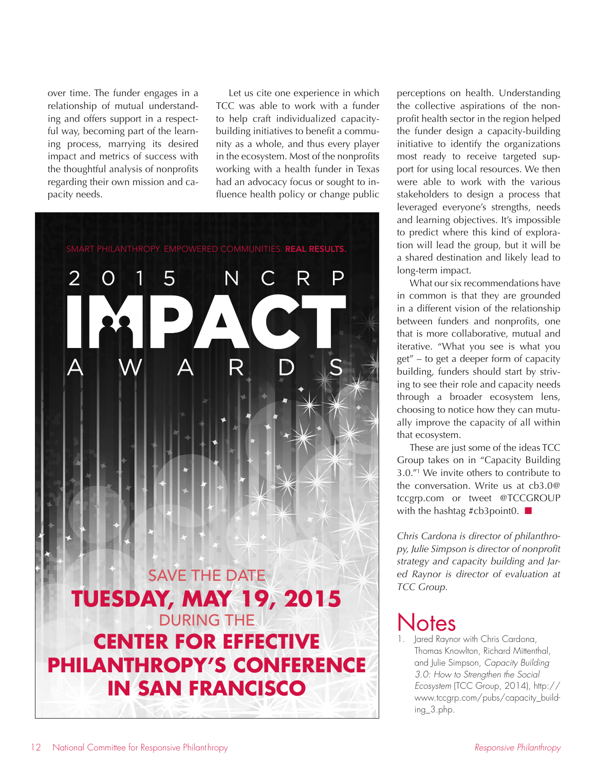over time. The funder engages in a relationship of mutual understanding and offers support in a respectful way, becoming part of the learning process, marrying its desired impact and metrics of success with the thoughtful analysis of nonprofits regarding their own mission and capacity needs.

Let us cite one experience in which TCC was able to work with a funder to help craft individualized capacity-building initiatives to benefit a community as a whole, and thus every player in the ecosystem. Most of the nonprofits working with a health funder in Texas had an advocacy focus or sought to influence health policy or change public perceptions on health. Understanding the collective aspirations of the nonprofit health sector in the region helped the funder design a capacity-building initiative to identify the organizations most ready to receive targeted support for using local resources. We then were able to work with the various stakeholders to design a process that leveraged everyone's strengths, needs and learning objectives. It's impossible to predict where this kind of exploration will lead the group, but it will be a shared destination and likely lead to long-term impact.

What our six recommendations have in common is that they are grounded in a different vision of the relationship between funders and nonprofits, one that is more collaborative, mutual and iterative. "What you see is what you get" – to get a deeper form of capacity building, funders should start by striving to see their role and capacity needs through a broader ecosystem lens, choosing to notice how they can mutually improve the capacity of all within that ecosystem.

These are just some of the ideas TCC Group takes on in "Capacity Building 3.0."[1] We invite others to contribute to the conversation. Write us at cb3.0@tccgrp.com or tweet @TCCGROUP with the hashtag #cb3point0. ■

*Chris Cardona is director of philanthropy, Julie Simpson is director of nonprofit strategy and capacity building and Jared Raynor is director of evaluation at TCC Group.*

SMART PHILANTHROPY. EMPOWERED COMMUNITIES. **REAL RESULTS.**

2015 NCRP IMPACT AWARDS

SAVE THE DATE

**TUESDAY, MAY 19, 2015**

DURING THE

**CENTER FOR EFFECTIVE PHILANTHROPY'S CONFERENCE IN SAN FRANCISCO**

# Notes

1. Jared Raynor with Chris Cardona, Thomas Knowlton, Richard Mittenthal, and Julie Simpson, *Capacity Building 3.0: How to Strengthen the Social Ecosystem* (TCC Group, 2014), http://www.tccgrp.com/pubs/capacity_building_3.php.